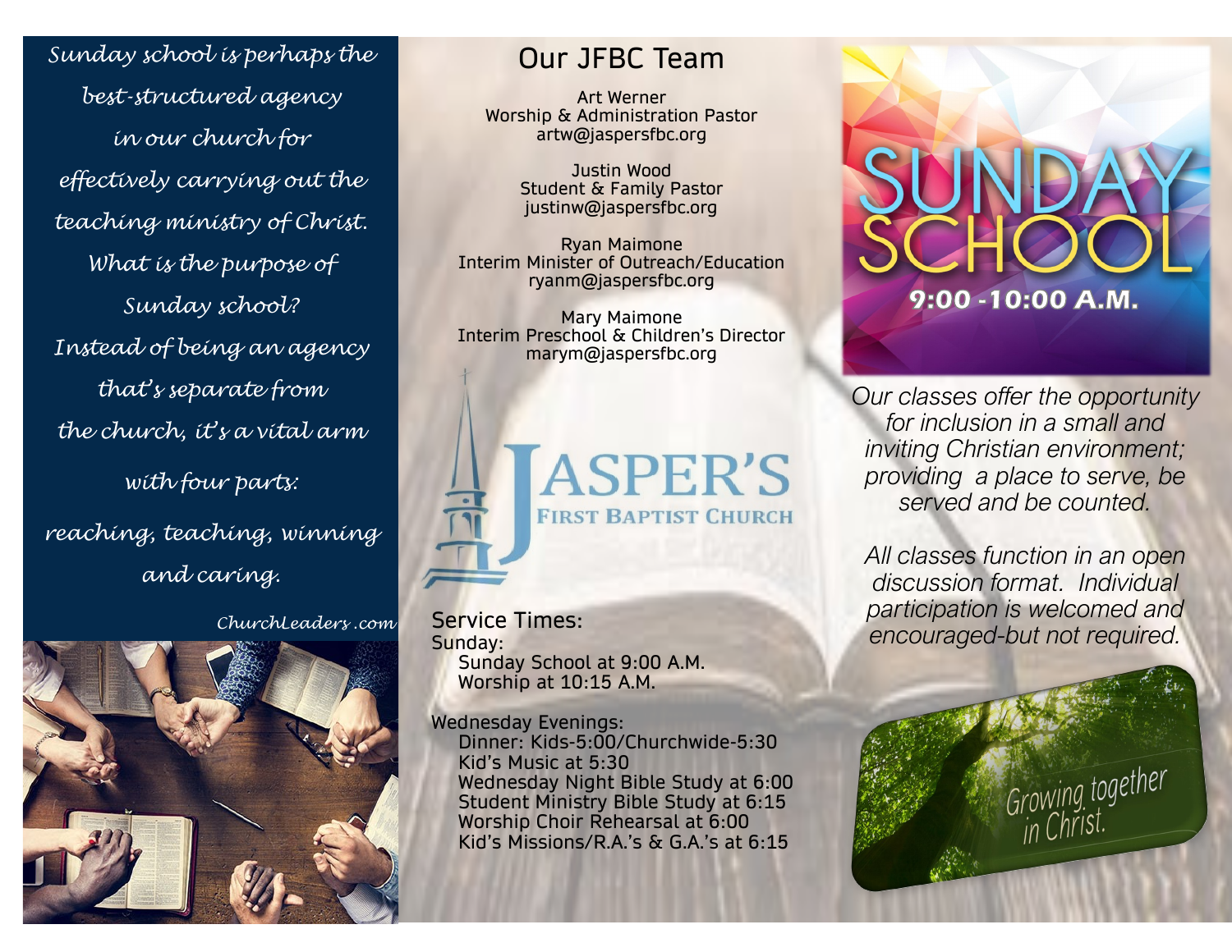*Sunday school is perhaps the best-structured agency in our church for effectively carrying out the teaching ministry of Christ. What is the purpose of Sunday school? Instead of being an agency that's separate from the church, it's a vital arm with four parts: reaching, teaching, winning and caring.*

*ChurchLeaders.com*

## Our JFBC Team

Art Werner
Worship & Administration Pastor
artw@jaspersfbc.org

Justin Wood
Student & Family Pastor
justinw@jaspersfbc.org

Ryan Maimone
Interim Minister of Outreach/Education
ryanm@jaspersfbc.org

Mary Maimone
Interim Preschool & Children's Director
marym@jaspersfbc.org

**JASPER'S FIRST BAPTIST CHURCH**

### Service Times:

Sunday:
- Sunday School at 9:00 A.M.
- Worship at 10:15 A.M.

Wednesday Evenings:
- Dinner: Kids-5:00/Churchwide-5:30
- Kid's Music at 5:30
- Wednesday Night Bible Study at 6:00
- Student Ministry Bible Study at 6:15
- Worship Choir Rehearsal at 6:00
- Kid's Missions/R.A.'s & G.A.'s at 6:15

# SUNDAY SCHOOL

**9:00 - 10:00 A.M.**

*Our classes offer the opportunity for inclusion in a small and inviting Christian environment; providing a place to serve, be served and be counted.*

*All classes function in an open discussion format. Individual participation is welcomed and encouraged-but not required.*

Growing together in Christ.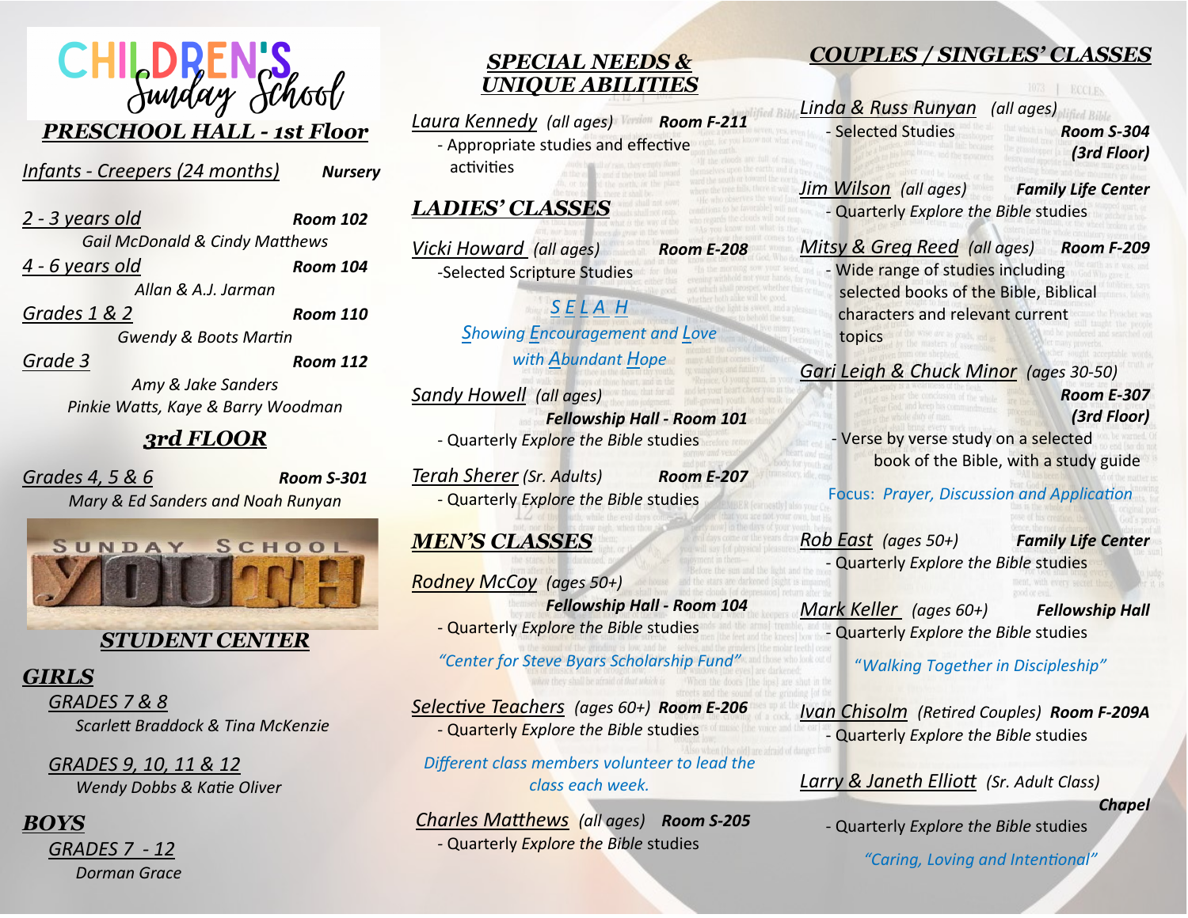# CHILDREN'S Sunday School

## PRESCHOOL HALL - 1st Floor

*Infants - Creepers (24 months)* **Nursery**

*2 - 3 years old* **Room 102**
*Gail McDonald & Cindy Matthews*

*4 - 6 years old* **Room 104**
*Allan & A.J. Jarman*

*Grades 1 & 2* **Room 110**
*Gwendy & Boots Martin*

*Grade 3* **Room 112**
*Amy & Jake Sanders*
*Pinkie Watts, Kaye & Barry Woodman*

## 3rd FLOOR

*Grades 4, 5 & 6* **Room S-301**
*Mary & Ed Sanders and Noah Runyan*

SUNDAY SCHOOL YOUTH

## STUDENT CENTER

### GIRLS

*GRADES 7 & 8*
*Scarlett Braddock & Tina McKenzie*

*GRADES 9, 10, 11 & 12*
*Wendy Dobbs & Katie Oliver*

### BOYS

*GRADES 7 - 12*
*Dorman Grace*

## SPECIAL NEEDS & UNIQUE ABILITIES

*Laura Kennedy* *(all ages)* **Room F-211**
- Appropriate studies and effective activities

## LADIES' CLASSES

*Vicki Howard* *(all ages)* **Room E-208**
-Selected Scripture Studies

*S E L A H*

*Showing Encouragement and Love with Abundant Hope*

*Sandy Howell* *(all ages)*
**Fellowship Hall - Room 101**
- Quarterly *Explore the Bible* studies

*Terah Sherer* *(Sr. Adults)* **Room E-207**
- Quarterly *Explore the Bible* studies

## MEN'S CLASSES

*Rodney McCoy* *(ages 50+)*
**Fellowship Hall - Room 104**
- Quarterly *Explore the Bible* studies

*"Center for Steve Byars Scholarship Fund"*

*Selective Teachers* *(ages 60+)* **Room E-206**
- Quarterly *Explore the Bible* studies

*Different class members volunteer to lead the class each week.*

*Charles Matthews* *(all ages)* **Room S-205**
- Quarterly *Explore the Bible* studies

## COUPLES / SINGLES' CLASSES

*Linda & Russ Runyan* *(all ages)* **Room S-304 (3rd Floor)**
- Selected Studies

*Jim Wilson* *(all ages)* **Family Life Center**
- Quarterly *Explore the Bible* studies

*Mitsy & Greg Reed* *(all ages)* **Room F-209**
- Wide range of studies including selected books of the Bible, Biblical characters and relevant current topics

*Gari Leigh & Chuck Minor* *(ages 30-50)* **Room E-307 (3rd Floor)**
- Verse by verse study on a selected book of the Bible, with a study guide

Focus: *Prayer, Discussion and Application*

*Rob East* *(ages 50+)* **Family Life Center**
- Quarterly *Explore the Bible* studies

*Mark Keller* *(ages 60+)* **Fellowship Hall**
- Quarterly *Explore the Bible* studies

*"Walking Together in Discipleship"*

*Ivan Chisolm* *(Retired Couples)* **Room F-209A**
- Quarterly *Explore the Bible* studies

*Larry & Janeth Elliott* *(Sr. Adult Class)* **Chapel**
- Quarterly *Explore the Bible* studies

*"Caring, Loving and Intentional"*